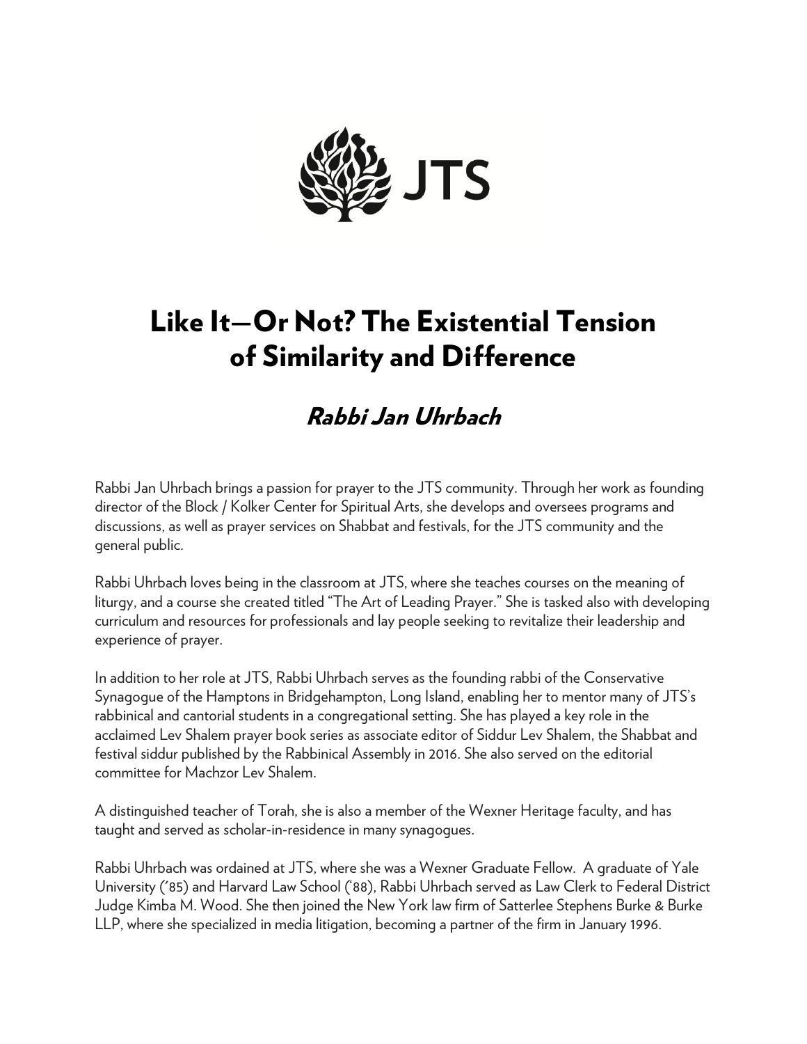JTS

# Like It—Or Not? The Existential Tension of Similarity and Difference

## *Rabbi Jan Uhrbach*

Rabbi Jan Uhrbach brings a passion for prayer to the JTS community. Through her work as founding director of the Block / Kolker Center for Spiritual Arts, she develops and oversees programs and discussions, as well as prayer services on Shabbat and festivals, for the JTS community and the general public.

Rabbi Uhrbach loves being in the classroom at JTS, where she teaches courses on the meaning of liturgy, and a course she created titled "The Art of Leading Prayer." She is tasked also with developing curriculum and resources for professionals and lay people seeking to revitalize their leadership and experience of prayer.

In addition to her role at JTS, Rabbi Uhrbach serves as the founding rabbi of the Conservative Synagogue of the Hamptons in Bridgehampton, Long Island, enabling her to mentor many of JTS's rabbinical and cantorial students in a congregational setting. She has played a key role in the acclaimed Lev Shalem prayer book series as associate editor of Siddur Lev Shalem, the Shabbat and festival siddur published by the Rabbinical Assembly in 2016. She also served on the editorial committee for Machzor Lev Shalem.

A distinguished teacher of Torah, she is also a member of the Wexner Heritage faculty, and has taught and served as scholar-in-residence in many synagogues.

Rabbi Uhrbach was ordained at JTS, where she was a Wexner Graduate Fellow. A graduate of Yale University ('85) and Harvard Law School ('88), Rabbi Uhrbach served as Law Clerk to Federal District Judge Kimba M. Wood. She then joined the New York law firm of Satterlee Stephens Burke & Burke LLP, where she specialized in media litigation, becoming a partner of the firm in January 1996.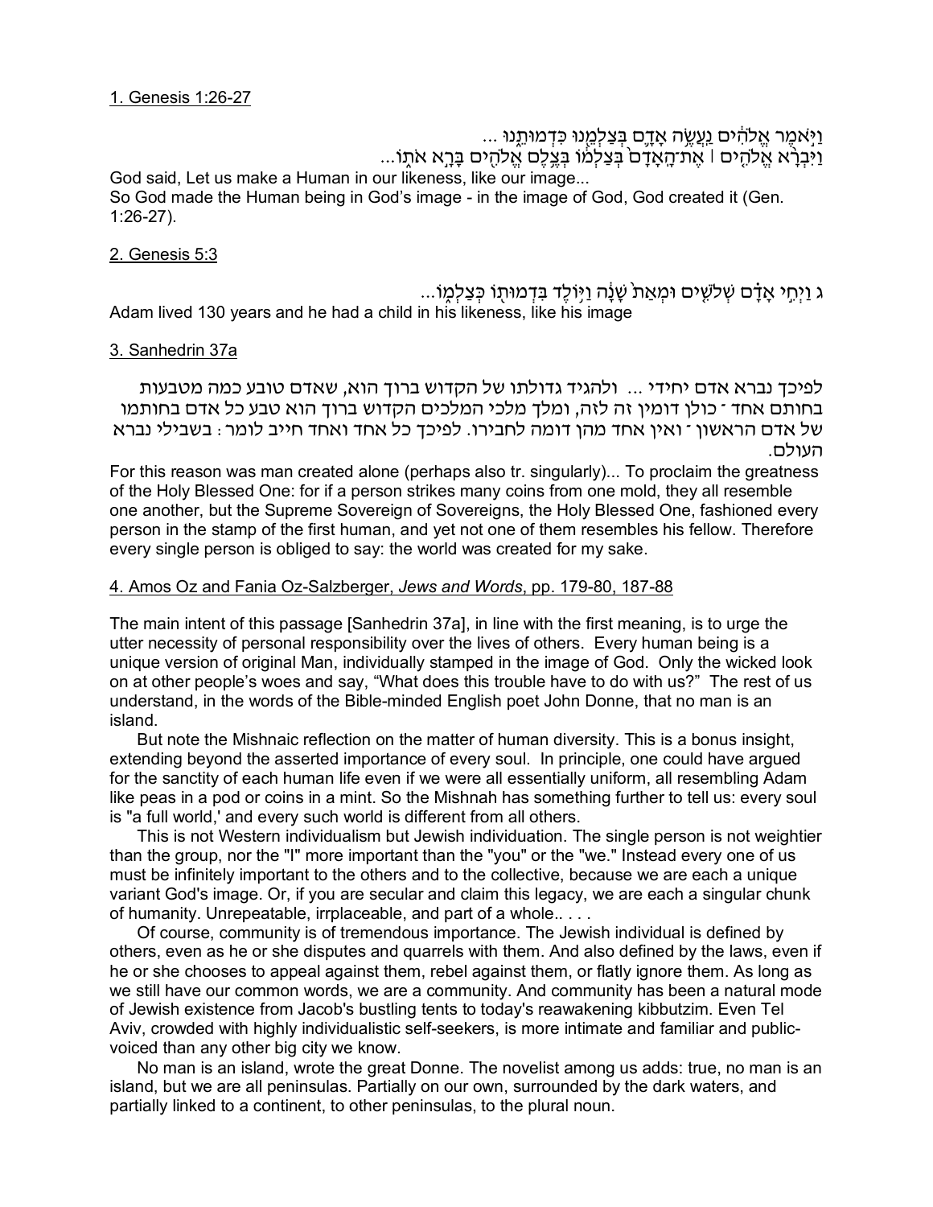1. Genesis 1:26-27

וַיֹּ֣אמֶר אֱלֹהִ֔ים נַֽעֲשֶׂ֥ה אָדָ֛ם בְּצַלְמֵ֖נוּ כִּדְמוּתֵ֑נוּ ...
וַיִּבְרָ֨א אֱלֹהִ֤ים ׀ אֶת־הָֽאָדָם֙ בְּצַלְמ֔וֹ בְּצֶ֥לֶם אֱלֹהִ֖ים בָּרָ֣א אֹת֑וֹ...

God said, Let us make a Human in our likeness, like our image...
So God made the Human being in God's image - in the image of God, God created it (Gen. 1:26-27).

2. Genesis 5:3

ג וַיְחִ֣י אָדָ֗ם שְׁלֹשִׁ֤ים וּמְאַת֙ שָׁנָ֔ה וַיּ֥וֹלֶד בִּדְמוּת֖וֹ כְּצַלְמ֑וֹ...

Adam lived 130 years and he had a child in his likeness, like his image

3. Sanhedrin 37a

לפיכך נברא אדם יחידי ... ולהגיד גדולתו של הקדוש ברוך הוא, שאדם טובע כמה מטבעות בחותם אחד ־ כולן דומין זה לזה, ומלך מלכי המלכים הקדוש ברוך הוא טבע כל אדם בחותמו של אדם הראשון ־ ואין אחד מהן דומה לחבירו. לפיכך כל אחד ואחד חייב לומר: בשבילי נברא העולם.

For this reason was man created alone (perhaps also tr. singularly)... To proclaim the greatness of the Holy Blessed One: for if a person strikes many coins from one mold, they all resemble one another, but the Supreme Sovereign of Sovereigns, the Holy Blessed One, fashioned every person in the stamp of the first human, and yet not one of them resembles his fellow. Therefore every single person is obliged to say: the world was created for my sake.

4. Amos Oz and Fania Oz-Salzberger, *Jews and Words*, pp. 179-80, 187-88

The main intent of this passage [Sanhedrin 37a], in line with the first meaning, is to urge the utter necessity of personal responsibility over the lives of others. Every human being is a unique version of original Man, individually stamped in the image of God. Only the wicked look on at other people's woes and say, "What does this trouble have to do with us?" The rest of us understand, in the words of the Bible-minded English poet John Donne, that no man is an island.

But note the Mishnaic reflection on the matter of human diversity. This is a bonus insight, extending beyond the asserted importance of every soul. In principle, one could have argued for the sanctity of each human life even if we were all essentially uniform, all resembling Adam like peas in a pod or coins in a mint. So the Mishnah has something further to tell us: every soul is "a full world,' and every such world is different from all others.

This is not Western individualism but Jewish individuation. The single person is not weightier than the group, nor the "I" more important than the "you" or the "we." Instead every one of us must be infinitely important to the others and to the collective, because we are each a unique variant God's image. Or, if you are secular and claim this legacy, we are each a singular chunk of humanity. Unrepeatable, irrplaceable, and part of a whole.. . . .

Of course, community is of tremendous importance. The Jewish individual is defined by others, even as he or she disputes and quarrels with them. And also defined by the laws, even if he or she chooses to appeal against them, rebel against them, or flatly ignore them. As long as we still have our common words, we are a community. And community has been a natural mode of Jewish existence from Jacob's bustling tents to today's reawakening kibbutzim. Even Tel Aviv, crowded with highly individualistic self-seekers, is more intimate and familiar and public-voiced than any other big city we know.

No man is an island, wrote the great Donne. The novelist among us adds: true, no man is an island, but we are all peninsulas. Partially on our own, surrounded by the dark waters, and partially linked to a continent, to other peninsulas, to the plural noun.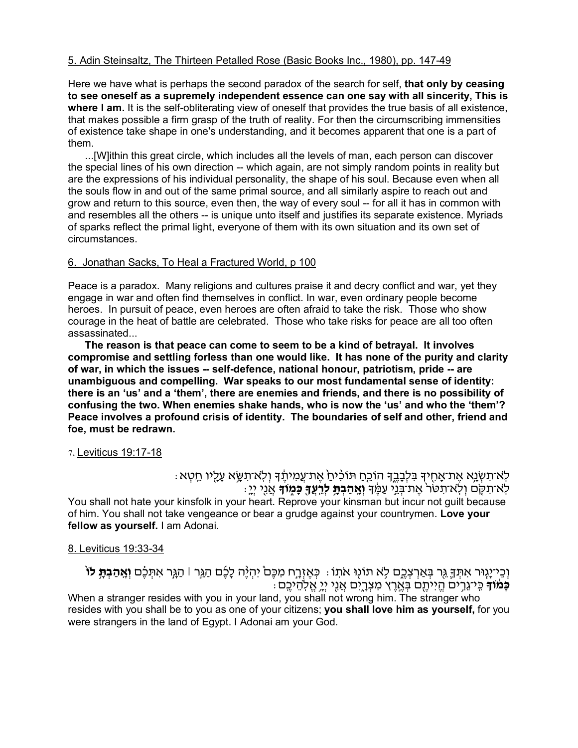5. Adin Steinsaltz, The Thirteen Petalled Rose (Basic Books Inc., 1980), pp. 147-49

Here we have what is perhaps the second paradox of the search for self, **that only by ceasing to see oneself as a supremely independent essence can one say with all sincerity, This is where I am.** It is the self-obliterating view of oneself that provides the true basis of all existence, that makes possible a firm grasp of the truth of reality. For then the circumscribing immensities of existence take shape in one's understanding, and it becomes apparent that one is a part of them.

...[W]ithin this great circle, which includes all the levels of man, each person can discover the special lines of his own direction -- which again, are not simply random points in reality but are the expressions of his individual personality, the shape of his soul. Because even when all the souls flow in and out of the same primal source, and all similarly aspire to reach out and grow and return to this source, even then, the way of every soul -- for all it has in common with and resembles all the others -- is unique unto itself and justifies its separate existence. Myriads of sparks reflect the primal light, everyone of them with its own situation and its own set of circumstances.

6. Jonathan Sacks, To Heal a Fractured World, p 100

Peace is a paradox. Many religions and cultures praise it and decry conflict and war, yet they engage in war and often find themselves in conflict. In war, even ordinary people become heroes. In pursuit of peace, even heroes are often afraid to take the risk. Those who show courage in the heat of battle are celebrated. Those who take risks for peace are all too often assassinated...

**The reason is that peace can come to seem to be a kind of betrayal. It involves compromise and settling forless than one would like. It has none of the purity and clarity of war, in which the issues -- self-defence, national honour, patriotism, pride -- are unambiguous and compelling. War speaks to our most fundamental sense of identity: there is an 'us' and a 'them', there are enemies and friends, and there is no possibility of confusing the two. When enemies shake hands, who is now the 'us' and who the 'them'? Peace involves a profound crisis of identity. The boundaries of self and other, friend and foe, must be redrawn.**

7. Leviticus 19:17-18

לֹא־תִשְׂנָ֥א אֶת־אָחִ֖יךָ בִּלְבָבֶ֑ךָ הוֹכֵ֤חַ תּוֹכִ֙יחַ֙ אֶת־עֲמִיתֶ֔ךָ וְלֹא־תִשָּׂ֥א עָלָ֖יו חֵֽטְא׃
לֹֽא־תִקֹּ֤ם וְלֹֽא־תִטֹּר֙ אֶת־בְּנֵ֣י עַמֶּ֔ךָ **וְאָהַבְתָּ֥ לְרֵעֲךָ֖ כָּמ֑וֹךָ** אֲנִ֖י יְיָ׃

You shall not hate your kinsfolk in your heart. Reprove your kinsman but incur not guilt because of him. You shall not take vengeance or bear a grudge against your countrymen. **Love your fellow as yourself.** I am Adonai.

8. Leviticus 19:33-34

וְכִֽי־יָג֧וּר אִתְּךָ֛ גֵּ֖ר בְּאַרְצְכֶ֑ם לֹ֥א תוֹנ֖וּ אֹתֽוֹ׃ כְּאֶזְרָ֣ח מִכֶּם֩ יִהְיֶ֨ה לָכֶ֜ם הַגֵּ֣ר ׀ הַגָּ֣ר אִתְּכֶ֗ם **וְאָהַבְתָּ֥ לוֹ֙ כָּמ֔וֹךָ** כִּֽי־גֵרִ֥ים הֱיִיתֶ֖ם בְּאֶ֣רֶץ מִצְרָ֑יִם אֲנִ֖י יְיָ אֱלֹהֵיכֶֽם׃

When a stranger resides with you in your land, you shall not wrong him. The stranger who resides with you shall be to you as one of your citizens; **you shall love him as yourself,** for you were strangers in the land of Egypt. I Adonai am your God.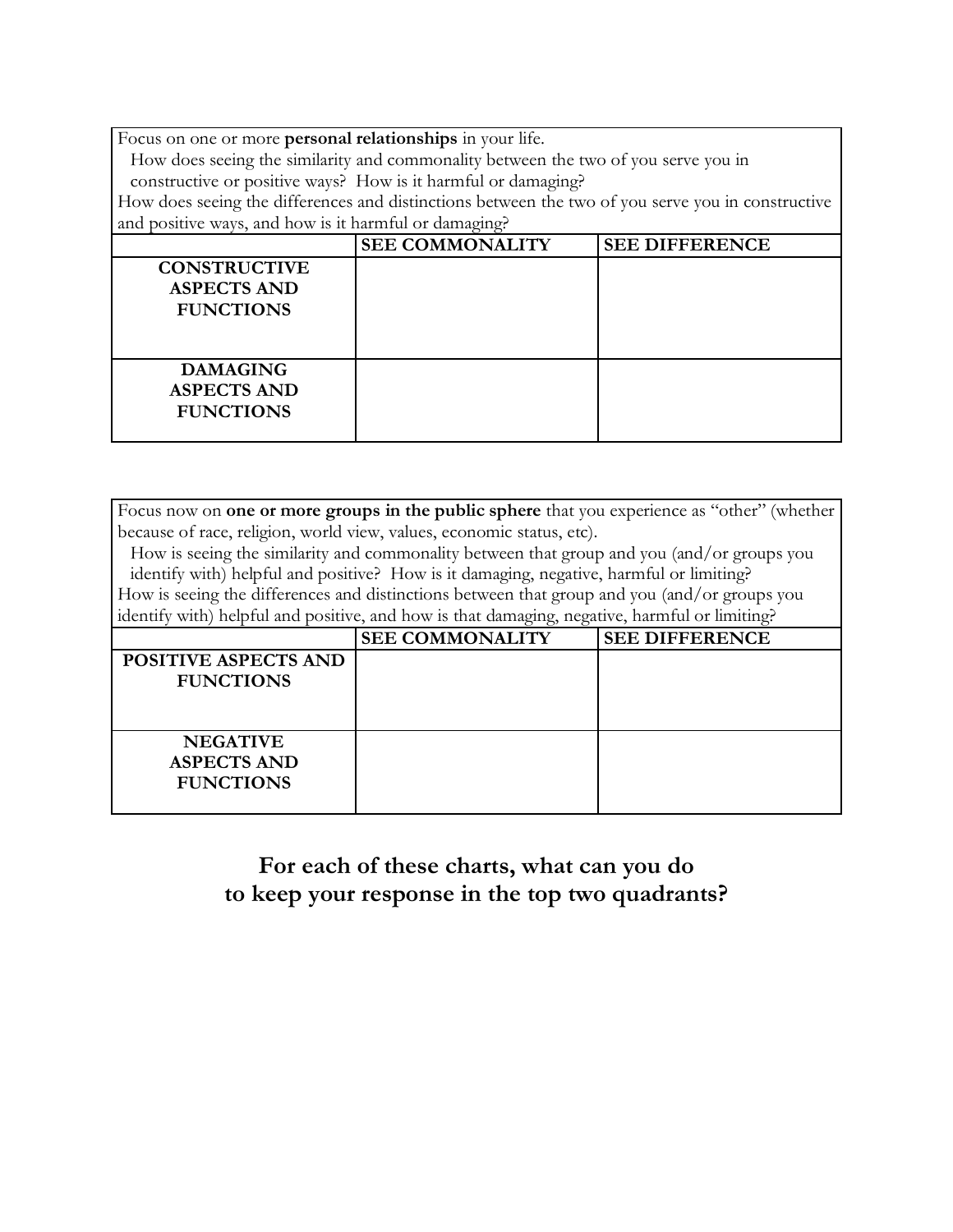Focus on one or more **personal relationships** in your life.
How does seeing the similarity and commonality between the two of you serve you in constructive or positive ways? How is it harmful or damaging?
How does seeing the differences and distinctions between the two of you serve you in constructive and positive ways, and how is it harmful or damaging?

| | SEE COMMONALITY | SEE DIFFERENCE |
|---|---|---|
| **CONSTRUCTIVE ASPECTS AND FUNCTIONS** | | |
| **DAMAGING ASPECTS AND FUNCTIONS** | | |

Focus now on **one or more groups in the public sphere** that you experience as "other" (whether because of race, religion, world view, values, economic status, etc).
How is seeing the similarity and commonality between that group and you (and/or groups you identify with) helpful and positive? How is it damaging, negative, harmful or limiting?
How is seeing the differences and distinctions between that group and you (and/or groups you identify with) helpful and positive, and how is that damaging, negative, harmful or limiting?

| | SEE COMMONALITY | SEE DIFFERENCE |
|---|---|---|
| **POSITIVE ASPECTS AND FUNCTIONS** | | |
| **NEGATIVE ASPECTS AND FUNCTIONS** | | |

**For each of these charts, what can you do to keep your response in the top two quadrants?**